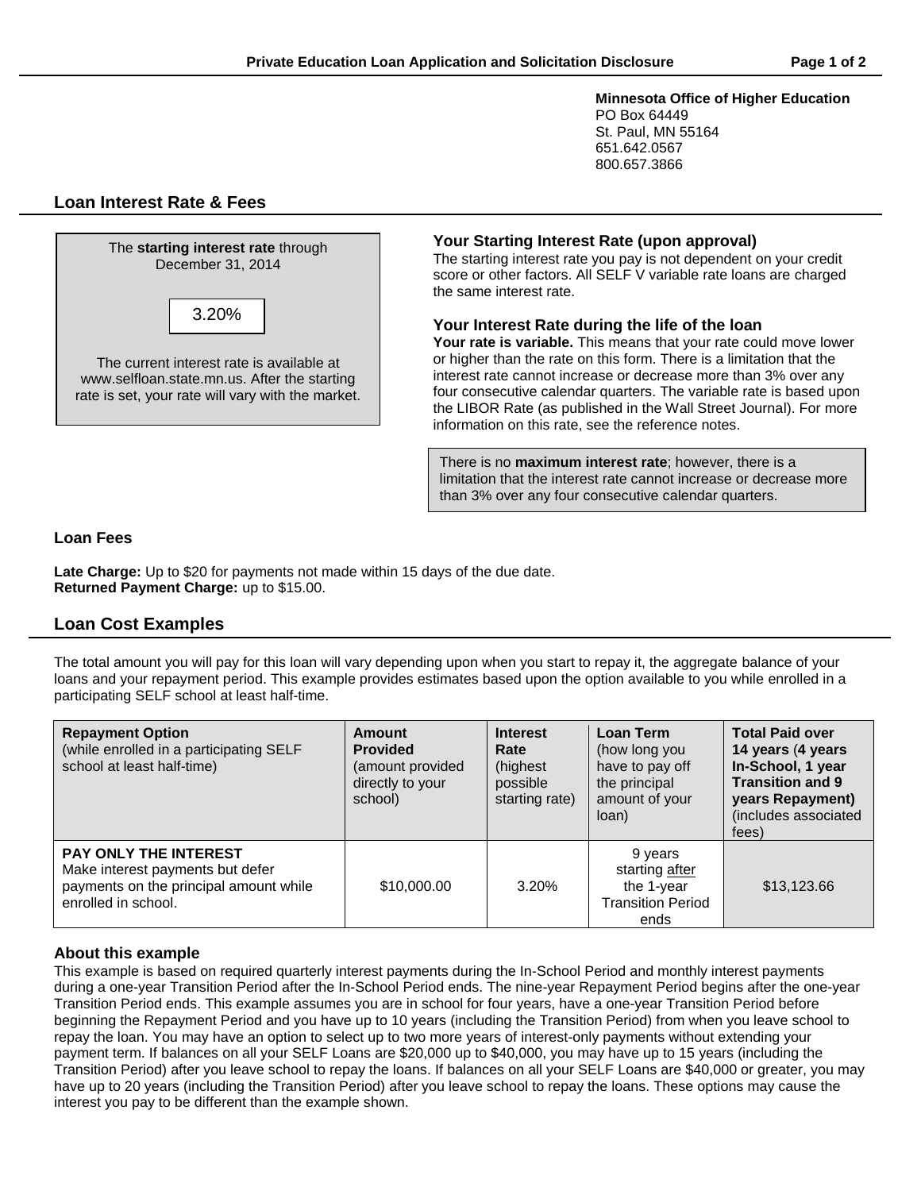# Private Education Loan Application and Solicitation Disclosure

**Minnesota Office of Higher Education**
PO Box 64449
St. Paul, MN 55164
651.642.0567
800.657.3866

## Loan Interest Rate & Fees

The **starting interest rate** through December 31, 2014

3.20%

The current interest rate is available at www.selfloan.state.mn.us. After the starting rate is set, your rate will vary with the market.

### Your Starting Interest Rate (upon approval)

The starting interest rate you pay is not dependent on your credit score or other factors. All SELF V variable rate loans are charged the same interest rate.

### Your Interest Rate during the life of the loan

**Your rate is variable.** This means that your rate could move lower or higher than the rate on this form. There is a limitation that the interest rate cannot increase or decrease more than 3% over any four consecutive calendar quarters. The variable rate is based upon the LIBOR Rate (as published in the Wall Street Journal). For more information on this rate, see the reference notes.

There is no **maximum interest rate**; however, there is a limitation that the interest rate cannot increase or decrease more than 3% over any four consecutive calendar quarters.

### Loan Fees

**Late Charge:** Up to $20 for payments not made within 15 days of the due date.
**Returned Payment Charge:** up to $15.00.

## Loan Cost Examples

The total amount you will pay for this loan will vary depending upon when you start to repay it, the aggregate balance of your loans and your repayment period. This example provides estimates based upon the option available to you while enrolled in a participating SELF school at least half-time.

| **Repayment Option** (while enrolled in a participating SELF school at least half-time) | **Amount Provided** (amount provided directly to your school) | **Interest Rate** (highest possible starting rate) | **Loan Term** (how long you have to pay off the principal amount of your loan) | **Total Paid over 14 years** (**4 years In-School, 1 year Transition and 9 years Repayment**) (includes associated fees) |
|---|---|---|---|---|
| **PAY ONLY THE INTEREST** Make interest payments but defer payments on the principal amount while enrolled in school. | $10,000.00 | 3.20% | 9 years starting after the 1-year Transition Period ends | $13,123.66 |

### About this example

This example is based on required quarterly interest payments during the In-School Period and monthly interest payments during a one-year Transition Period after the In-School Period ends. The nine-year Repayment Period begins after the one-year Transition Period ends. This example assumes you are in school for four years, have a one-year Transition Period before beginning the Repayment Period and you have up to 10 years (including the Transition Period) from when you leave school to repay the loan. You may have an option to select up to two more years of interest-only payments without extending your payment term. If balances on all your SELF Loans are $20,000 up to $40,000, you may have up to 15 years (including the Transition Period) after you leave school to repay the loans. If balances on all your SELF Loans are $40,000 or greater, you may have up to 20 years (including the Transition Period) after you leave school to repay the loans. These options may cause the interest you pay to be different than the example shown.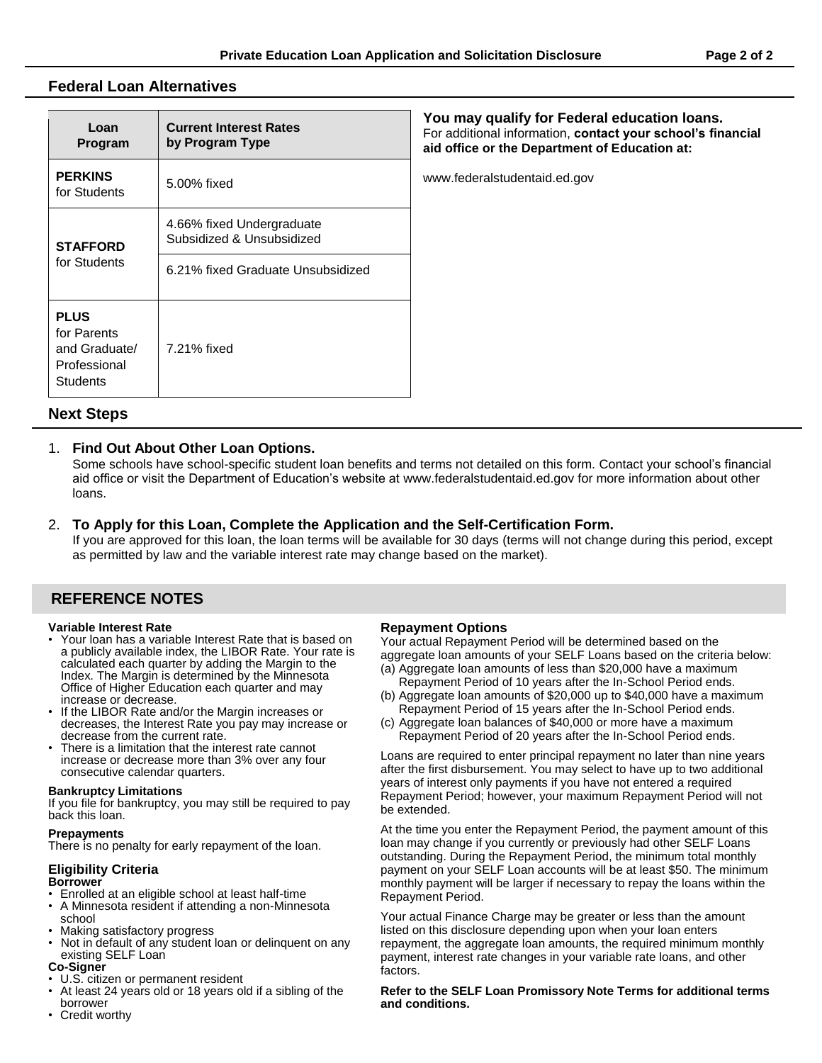## Federal Loan Alternatives

| Loan Program | Current Interest Rates by Program Type |
|---|---|
| **PERKINS** for Students | 5.00% fixed |
| **STAFFORD** for Students | 4.66% fixed Undergraduate Subsidized & Unsubsidized |
| | 6.21% fixed Graduate Unsubsidized |
| **PLUS** for Parents and Graduate/ Professional Students | 7.21% fixed |

**You may qualify for Federal education loans.**
For additional information, **contact your school's financial aid office or the Department of Education at:**

www.federalstudentaid.ed.gov

## Next Steps

1. **Find Out About Other Loan Options.**
   Some schools have school-specific student loan benefits and terms not detailed on this form. Contact your school's financial aid office or visit the Department of Education's website at www.federalstudentaid.ed.gov for more information about other loans.

2. **To Apply for this Loan, Complete the Application and the Self-Certification Form.**
   If you are approved for this loan, the loan terms will be available for 30 days (terms will not change during this period, except as permitted by law and the variable interest rate may change based on the market).

## REFERENCE NOTES

#### Variable Interest Rate

- Your loan has a variable Interest Rate that is based on a publicly available index, the LIBOR Rate. Your rate is calculated each quarter by adding the Margin to the Index. The Margin is determined by the Minnesota Office of Higher Education each quarter and may increase or decrease.
- If the LIBOR Rate and/or the Margin increases or decreases, the Interest Rate you pay may increase or decrease from the current rate.
- There is a limitation that the interest rate cannot increase or decrease more than 3% over any four consecutive calendar quarters.

#### Bankruptcy Limitations

If you file for bankruptcy, you may still be required to pay back this loan.

#### Prepayments

There is no penalty for early repayment of the loan.

### Eligibility Criteria

**Borrower**

- Enrolled at an eligible school at least half-time
- A Minnesota resident if attending a non-Minnesota school
- Making satisfactory progress
- Not in default of any student loan or delinquent on any existing SELF Loan

**Co-Signer**

- U.S. citizen or permanent resident
- At least 24 years old or 18 years old if a sibling of the borrower
- Credit worthy

### Repayment Options

Your actual Repayment Period will be determined based on the aggregate loan amounts of your SELF Loans based on the criteria below:

(a) Aggregate loan amounts of less than $20,000 have a maximum Repayment Period of 10 years after the In-School Period ends.
(b) Aggregate loan amounts of $20,000 up to $40,000 have a maximum Repayment Period of 15 years after the In-School Period ends.
(c) Aggregate loan balances of $40,000 or more have a maximum Repayment Period of 20 years after the In-School Period ends.

Loans are required to enter principal repayment no later than nine years after the first disbursement. You may select to have up to two additional years of interest only payments if you have not entered a required Repayment Period; however, your maximum Repayment Period will not be extended.

At the time you enter the Repayment Period, the payment amount of this loan may change if you currently or previously had other SELF Loans outstanding. During the Repayment Period, the minimum total monthly payment on your SELF Loan accounts will be at least $50. The minimum monthly payment will be larger if necessary to repay the loans within the Repayment Period.

Your actual Finance Charge may be greater or less than the amount listed on this disclosure depending upon when your loan enters repayment, the aggregate loan amounts, the required minimum monthly payment, interest rate changes in your variable rate loans, and other factors.

**Refer to the SELF Loan Promissory Note Terms for additional terms and conditions.**